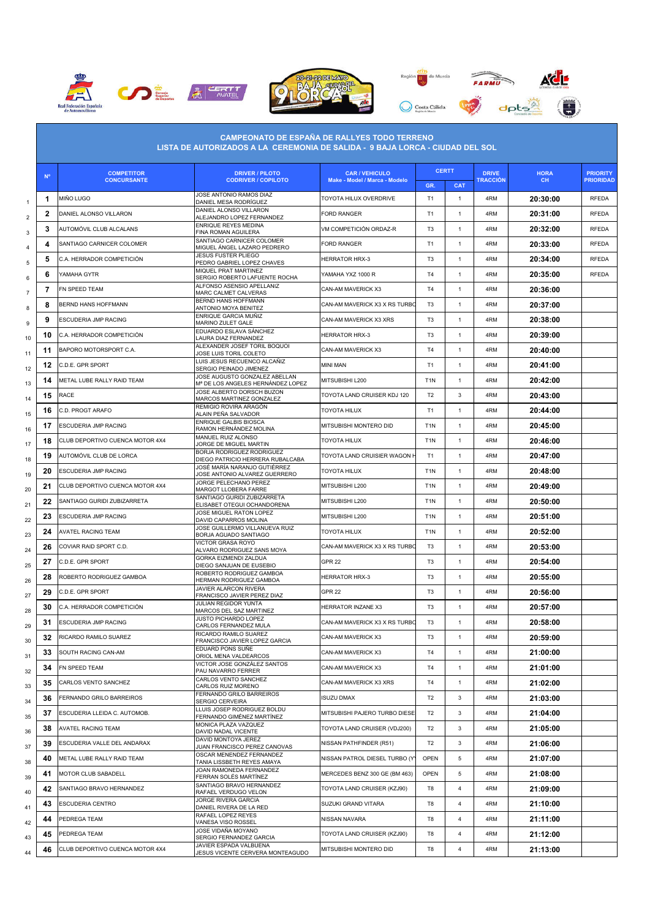## CAMPEONATO DE ESPAÑA DE RALLYES TODO TERRENO
## LISTA DE AUTORIZADOS A LA CEREMONIA DE SALIDA - 9 BAJA LORCA - CIUDAD DEL SOL

| | Nº | COMPETITOR CONCURSANTE | DRIVER / PILOTO CODRIVER / COPILOTO | CAR / VEHICULO Make - Model / Marca - Modelo | CERTT GR. | CERTT CAT | DRIVE TRACCIÓN | HORA CH | PRIORITY PRIORIDAD |
|---|---|---|---|---|---|---|---|---|---|
| 1 | 1 | MIÑO LUGO | JOSE ANTONIO RAMOS DIAZ / DANIEL MESA RODRÍGUEZ | TOYOTA HILUX OVERDRIVE | T1 | 1 | 4RM | 20:30:00 | RFEDA |
| 2 | 2 | DANIEL ALONSO VILLARON | DANIEL ALONSO VILLARON / ALEJANDRO LOPEZ FERNANDEZ | FORD RANGER | T1 | 1 | 4RM | 20:31:00 | RFEDA |
| 3 | 3 | AUTOMÓVIL CLUB ALCALANS | ENRIQUE REYES MEDINA / FINA ROMAN AGUILERA | VM COMPETICIÓN ORDAZ-R | T3 | 1 | 4RM | 20:32:00 | RFEDA |
| 4 | 4 | SANTIAGO CARNICER COLOMER | SANTIAGO CARNICER COLOMER / MIGUEL ÁNGEL LAZARO PEDRERO | FORD RANGER | T1 | 1 | 4RM | 20:33:00 | RFEDA |
| 5 | 5 | C.A. HERRADOR COMPETICIÓN | JESUS FUSTER PLIEGO / PEDRO GABRIEL LOPEZ CHAVES | HERRATOR HRX-3 | T3 | 1 | 4RM | 20:34:00 | RFEDA |
| 6 | 6 | YAMAHA GYTR | MIQUEL PRAT MARTINEZ / SERGIO ROBERTO LAFUENTE ROCHA | YAMAHA YXZ 1000 R | T4 | 1 | 4RM | 20:35:00 | RFEDA |
| 7 | 7 | FN SPEED TEAM | ALFONSO ASENSIO APELLANIZ / MARC CALMET CALVERAS | CAN-AM MAVERICK X3 | T4 | 1 | 4RM | 20:36:00 | |
| 8 | 8 | BERND HANS HOFFMANN | BERND HANS HOFFMANN / ANTONIO MOYA BENITEZ | CAN-AM MAVERICK X3 X RS TURBO | T3 | 1 | 4RM | 20:37:00 | |
| 9 | 9 | ESCUDERIA JMP RACING | ENRIQUE GARCIA MUÑIZ / MARINO ZULET GALE | CAN-AM MAVERICK X3 XRS | T3 | 1 | 4RM | 20:38:00 | |
| 10 | 10 | C.A. HERRADOR COMPETICIÓN | EDUARDO ESLAVA SÁNCHEZ / LAURA DIAZ FERNANDEZ | HERRATOR HRX-3 | T3 | 1 | 4RM | 20:39:00 | |
| 11 | 11 | BAPORO MOTORSPORT C.A. | ALEXANDER JOSEF TORIL BOQUOI / JOSE LUIS TORIL COLETO | CAN-AM MAVERICK X3 | T4 | 1 | 4RM | 20:40:00 | |
| 12 | 12 | C.D.E. GPR SPORT | LUIS JESUS RECUENCO ALCAÑIZ / SERGIO PEINADO JIMENEZ | MINI MAN | T1 | 1 | 4RM | 20:41:00 | |
| 13 | 14 | METAL LUBE RALLY RAID TEAM | JOSE AUGUSTO GONZALEZ ABELLAN / Mª DE LOS ANGELES HERNÁNDEZ LOPEZ | MITSUBISHI L200 | T1N | 1 | 4RM | 20:42:00 | |
| 14 | 15 | RACE | JOSE ALBERTO DORSCH BUZON / MARCOS MARTINEZ GONZALEZ | TOYOTA LAND CRUISER KDJ 120 | T2 | 3 | 4RM | 20:43:00 | |
| 15 | 16 | C.D. PROGT ARAFO | REMIGIO ROVIRA ARAGÓN / ALAIN PEÑA SALVADOR | TOYOTA HILUX | T1 | 1 | 4RM | 20:44:00 | |
| 16 | 17 | ESCUDERIA JMP RACING | ENRIQUE GALBIS BIOSCA / RAMON HERNÁNDEZ MOLINA | MITSUBISHI MONTERO DID | T1N | 1 | 4RM | 20:45:00 | |
| 17 | 18 | CLUB DEPORTIVO CUENCA MOTOR 4X4 | MANUEL RUIZ ALONSO / JORGE DE MIGUEL MARTIN | TOYOTA HILUX | T1N | 1 | 4RM | 20:46:00 | |
| 18 | 19 | AUTOMÓVIL CLUB DE LORCA | BORJA RODRIGUEZ RODRIGUEZ / DIEGO PATRICIO HERRERA RUBALCABA | TOYOTA LAND CRUISIER WAGON H | T1 | 1 | 4RM | 20:47:00 | |
| 19 | 20 | ESCUDERIA JMP RACING | JOSÉ MARÍA NARANJO GUTIÉRREZ / JOSE ANTONIO ALVAREZ GUERRERO | TOYOTA HILUX | T1N | 1 | 4RM | 20:48:00 | |
| 20 | 21 | CLUB DEPORTIVO CUENCA MOTOR 4X4 | JORGE PELECHANO PEREZ / MARGOT LLOBERA FARRE | MITSUBISHI L200 | T1N | 1 | 4RM | 20:49:00 | |
| 21 | 22 | SANTIAGO GURIDI ZUBIZARRETA | SANTIAGO GURIDI ZUBIZARRETA / ELISABET OTEGUI OCHANDORENA | MITSUBISHI L200 | T1N | 1 | 4RM | 20:50:00 | |
| 22 | 23 | ESCUDERIA JMP RACING | JOSE MIGUEL RATON LOPEZ / DAVID CAPARROS MOLINA | MITSUBISHI L200 | T1N | 1 | 4RM | 20:51:00 | |
| 23 | 24 | AVATEL RACING TEAM | JOSE GUILLERMO VILLANUEVA RUIZ / BORJA AGUADO SANTIAGO | TOYOTA HILUX | T1N | 1 | 4RM | 20:52:00 | |
| 24 | 26 | COVIAR RAID SPORT C.D. | VICTOR GRASA ROYO / ALVARO RODRIGUEZ SANS MOYA | CAN-AM MAVERICK X3 X RS TURBO | T3 | 1 | 4RM | 20:53:00 | |
| 25 | 27 | C.D.E. GPR SPORT | GORKA EIZMENDI ZALDUA / DIEGO SANJUAN DE EUSEBIO | GPR 22 | T3 | 1 | 4RM | 20:54:00 | |
| 26 | 28 | ROBERTO RODRIGUEZ GAMBOA | ROBERTO RODRIGUEZ GAMBOA / HERMAN RODRIGUEZ GAMBOA | HERRATOR HRX-3 | T3 | 1 | 4RM | 20:55:00 | |
| 27 | 29 | C.D.E. GPR SPORT | JAVIER ALARCON RIVERA / FRANCISCO JAVIER PEREZ DIAZ | GPR 22 | T3 | 1 | 4RM | 20:56:00 | |
| 28 | 30 | C.A. HERRADOR COMPETICIÓN | JULIAN REGIDOR YUNTA / MARCOS DEL SAZ MARTINEZ | HERRATOR INZANE X3 | T3 | 1 | 4RM | 20:57:00 | |
| 29 | 31 | ESCUDERIA JMP RACING | JUSTO PICHARDO LOPEZ / CARLOS FERNANDEZ MULA | CAN-AM MAVERICK X3 X RS TURBO | T3 | 1 | 4RM | 20:58:00 | |
| 30 | 32 | RICARDO RAMILO SUAREZ | RICARDO RAMILO SUAREZ / FRANCISCO JAVIER LOPEZ GARCIA | CAN-AM MAVERICK X3 | T3 | 1 | 4RM | 20:59:00 | |
| 31 | 33 | SOUTH RACING CAN-AM | EDUARD PONS SUÑE / ORIOL MENA VALDEARCOS | CAN-AM MAVERICK X3 | T4 | 1 | 4RM | 21:00:00 | |
| 32 | 34 | FN SPEED TEAM | VICTOR JOSE GONZÁLEZ SANTOS / PAU NAVARRO FERRER | CAN-AM MAVERICK X3 | T4 | 1 | 4RM | 21:01:00 | |
| 33 | 35 | CARLOS VENTO SANCHEZ | CARLOS VENTO SANCHEZ / CARLOS RUIZ MORENO | CAN-AM MAVERICK X3 XRS | T4 | 1 | 4RM | 21:02:00 | |
| 34 | 36 | FERNANDO GRILO BARREIROS | FERNANDO GRILO BARREIROS / SERGIO CERVEIRA | ISUZU DMAX | T2 | 3 | 4RM | 21:03:00 | |
| 35 | 37 | ESCUDERIA LLEIDA C. AUTOMOB. | LLUIS JOSEP RODRIGUEZ BOLDU / FERNANDO GIMÉNEZ MARTÍNEZ | MITSUBISHI PAJERO TURBO DIESE | T2 | 3 | 4RM | 21:04:00 | |
| 36 | 38 | AVATEL RACING TEAM | MONICA PLAZA VAZQUEZ / DAVID NADAL VICENTE | TOYOTA LAND CRUISER (VDJ200) | T2 | 3 | 4RM | 21:05:00 | |
| 37 | 39 | ESCUDERIA VALLE DEL ANDARAX | DAVID MONTOYA JEREZ / JUAN FRANCISCO PEREZ CANOVAS | NISSAN PATHFINDER (R51) | T2 | 3 | 4RM | 21:06:00 | |
| 38 | 40 | METAL LUBE RALLY RAID TEAM | OSCAR MENENDEZ FERNANDEZ / TANIA LISSBETH REYES AMAYA | NISSAN PATROL DIESEL TURBO (Y | OPEN | 5 | 4RM | 21:07:00 | |
| 39 | 41 | MOTOR CLUB SABADELL | JOAN RAMONEDA FERNANDEZ / FERRAN SOLÉS MARTÍNEZ | MERCEDES BENZ 300 GE (BM 463) | OPEN | 5 | 4RM | 21:08:00 | |
| 40 | 42 | SANTIAGO BRAVO HERNANDEZ | SANTIAGO BRAVO HERNANDEZ / RAFAEL VERDUGO VELON | TOYOTA LAND CRUISER (KZJ90) | T8 | 4 | 4RM | 21:09:00 | |
| 41 | 43 | ESCUDERIA CENTRO | JORGE RIVERA GARCIA / DANIEL RIVERA DE LA RED | SUZUKI GRAND VITARA | T8 | 4 | 4RM | 21:10:00 | |
| 42 | 44 | PEDREGA TEAM | RAFAEL LOPEZ REYES / VANESA VISO ROSSEL | NISSAN NAVARA | T8 | 4 | 4RM | 21:11:00 | |
| 43 | 45 | PEDREGA TEAM | JOSE VIDAÑA MOYANO / SERGIO FERNANDEZ GARCIA | TOYOTA LAND CRUISER (KZJ90) | T8 | 4 | 4RM | 21:12:00 | |
| 44 | 46 | CLUB DEPORTIVO CUENCA MOTOR 4X4 | JAVIER ESPADA VALBUENA / JESUS VICENTE CERVERA MONTEAGUDO | MITSUBISHI MONTERO DID | T8 | 4 | 4RM | 21:13:00 | |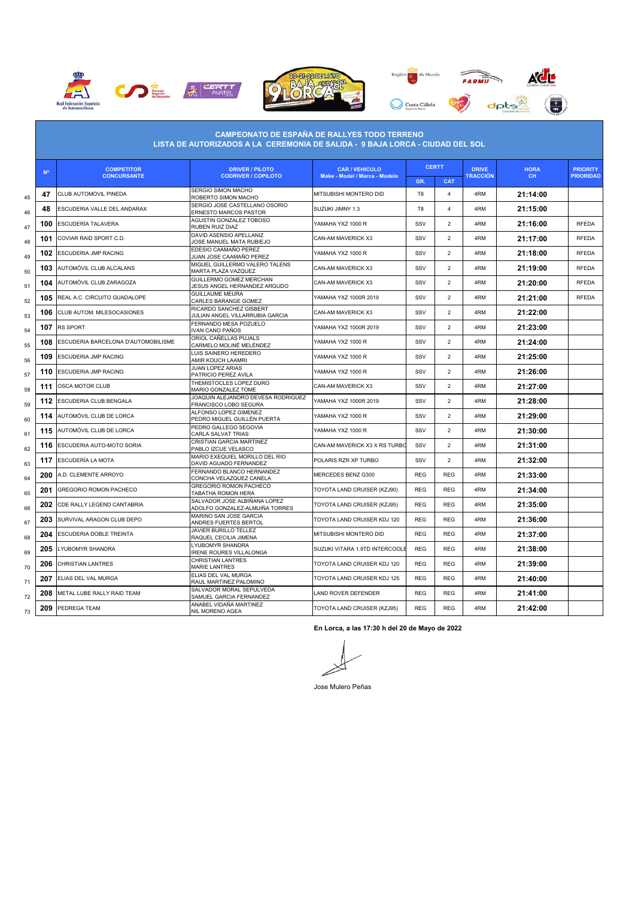## CAMPEONATO DE ESPAÑA DE RALLYES TODO TERRENO
## LISTA DE AUTORIZADOS A LA CEREMONIA DE SALIDA - 9 BAJA LORCA - CIUDAD DEL SOL

| | Nº | COMPETITOR CONCURSANTE | DRIVER / PILOTO CODRIVER / COPILOTO | CAR / VEHICULO Make - Model / Marca - Modelo | CERTT GR. | CERTT CAT | DRIVE TRACCIÓN | HORA CH | PRIORITY PRIORIDAD |
|---|---|---|---|---|---|---|---|---|---|
| 45 | 47 | CLUB AUTOMOVIL PINEDA | SERGIO SIMON MACHO<br>ROBERTO SIMON MACHO | MITSUBISHI MONTERO DID | T8 | 4 | 4RM | 21:14:00 | |
| 46 | 48 | ESCUDERIA VALLE DEL ANDARAX | SERGIO JOSE CASTELLANO OSORIO<br>ERNESTO MARCOS PASTOR | SUZUKI JIMNY 1.3 | T8 | 4 | 4RM | 21:15:00 | |
| 47 | 100 | ESCUDERÍA TALAVERA | AGUSTIN GONZALEZ TOBOSO<br>RUBEN RUIZ DIAZ | YAMAHA YXZ 1000 R | SSV | 2 | 4RM | 21:16:00 | RFEDA |
| 48 | 101 | COVIAR RAID SPORT C.D. | DAVID ASENSIO APELLANIZ<br>JOSE MANUEL MATA RUBIEJO | CAN-AM MAVERICK X3 | SSV | 2 | 4RM | 21:17:00 | RFEDA |
| 49 | 102 | ESCUDERIA JMP RACING | EDESIO CAAMAÑO PEREZ<br>JUAN JOSE CAAMAÑO PEREZ | YAMAHA YXZ 1000 R | SSV | 2 | 4RM | 21:18:00 | RFEDA |
| 50 | 103 | AUTOMÓVIL CLUB ALCALANS | MIGUEL GUILLERMO VALERO TALENS<br>MARTA PLAZA VAZQUEZ | CAN-AM MAVERICK X3 | SSV | 2 | 4RM | 21:19:00 | RFEDA |
| 51 | 104 | AUTOMÓVIL CLUB ZARAGOZA | GUILLERMO GOMEZ MERCHAN<br>JESUS ANGEL HERNANDEZ ARGUDO | CAN-AM MAVERICK X3 | SSV | 2 | 4RM | 21:20:00 | RFEDA |
| 52 | 105 | REAL A.C. CIRCUITO GUADALOPE | GUILLAUME MEURA<br>CARLES BARANGE GOMEZ | YAMAHA YXZ 1000R 2019 | SSV | 2 | 4RM | 21:21:00 | RFEDA |
| 53 | 106 | CLUB AUTOM. MILESOCASIONES | RICARDO SANCHEZ GISBERT<br>JULIAN ANGEL VILLARRUBIA GARCIA | CAN-AM MAVERICK X3 | SSV | 2 | 4RM | 21:22:00 | |
| 54 | 107 | RS SPORT | FERNANDO MESA POZUELO<br>IVAN CANO PAÑOS | YAMAHA YXZ 1000R 2019 | SSV | 2 | 4RM | 21:23:00 | |
| 55 | 108 | ESCUDERIA BARCELONA D'AUTOMOBILISME | ORIOL CAÑELLAS PUJALS<br>CARMELO MOLINÉ MELÉNDEZ | YAMAHA YXZ 1000 R | SSV | 2 | 4RM | 21:24:00 | |
| 56 | 109 | ESCUDERIA JMP RACING | LUIS SAINERO HEREDERO<br>AMIR KOUCH LAAMRI | YAMAHA YXZ 1000 R | SSV | 2 | 4RM | 21:25:00 | |
| 57 | 110 | ESCUDERIA JMP RACING | JUAN LOPEZ ARIAS<br>PATRICIO PEREZ AVILA | YAMAHA YXZ 1000 R | SSV | 2 | 4RM | 21:26:00 | |
| 58 | 111 | OSCA MOTOR CLUB | THEMISTOCLES LOPEZ DURO<br>MARIO GONZALEZ TOME | CAN-AM MAVERICK X3 | SSV | 2 | 4RM | 21:27:00 | |
| 59 | 112 | ESCUDERIA CLUB BENGALA | JOAQUIN ALEJANDRO DEVESA RODRIGUEZ<br>FRANCISCO LOBO SEGURA | YAMAHA YXZ 1000R 2019 | SSV | 2 | 4RM | 21:28:00 | |
| 60 | 114 | AUTOMÓVIL CLUB DE LORCA | ALFONSO LOPEZ GIMENEZ<br>PEDRO MIGUEL GULLÉN PUERTA | YAMAHA YXZ 1000 R | SSV | 2 | 4RM | 21:29:00 | |
| 61 | 115 | AUTOMÓVIL CLUB DE LORCA | PEDRO GALLEGO SEGOVIA<br>CARLA SALVAT TRIAS | YAMAHA YXZ 1000 R | SSV | 2 | 4RM | 21:30:00 | |
| 62 | 116 | ESCUDERIA AUTO-MOTO SORIA | CRISTIAN GARCIA MARTINEZ<br>PABLO IZCUE VELASCO | CAN-AM MAVERICK X3 X RS TURBO | SSV | 2 | 4RM | 21:31:00 | |
| 63 | 117 | ESCUDERÍA LA MOTA | MARIO EXEQUIEL MORILLO DEL RIO<br>DAVID AGUADO FERNANDEZ | POLARIS RZR XP TURBO | SSV | 2 | 4RM | 21:32:00 | |
| 64 | 200 | A.D. CLEMENTE ARROYO | FERNANDO BLANCO HERNANDEZ<br>CONCHA VELAZQUEZ CANELA | MERCEDES BENZ G300 | REG | REG | 4RM | 21:33:00 | |
| 65 | 201 | GREGORIO ROMON PACHECO | GREGORIO ROMON PACHECO<br>TABATHA ROMON HERA | TOYOTA LAND CRUISER (KZJ90) | REG | REG | 4RM | 21:34:00 | |
| 66 | 202 | CDE RALLY LEGEND CANTABRIA | SALVADOR JOSE ALBIÑANA LOPEZ<br>ADOLFO GONZALEZ-ALMUIÑA TORRES | TOYOTA LAND CRUISER (KZJ95) | REG | REG | 4RM | 21:35:00 | |
| 67 | 203 | SURVIVAL ARAGON CLUB DEPO | MARINO SAN JOSE GARCIA<br>ANDRES FUERTES BERTOL | TOYOTA LAND CRUISER KDJ 120 | REG | REG | 4RM | 21:36:00 | |
| 68 | 204 | ESCUDERIA DOBLE TREINTA | JAVIER BURILLO TELLEZ<br>RAQUEL CECILIA JIMENA | MITSUBISHI MONTERO DID | REG | REG | 4RM | 21:37:00 | |
| 69 | 205 | LYUBOMYR SHANDRA | LYUBOMYR SHANDRA<br>IRENE ROURES VILLALONGA | SUZUKI VITARA 1.9TD INTERCOOLE | REG | REG | 4RM | 21:38:00 | |
| 70 | 206 | CHRISTIAN LANTRES | CHRISTIAN LANTRES<br>MARIE LANTRES | TOYOTA LAND CRUISER KDJ 120 | REG | REG | 4RM | 21:39:00 | |
| 71 | 207 | ELIAS DEL VAL MURGA | ELIAS DEL VAL MURGA<br>RAUL MARTINEZ PALOMINO | TOYOTA LAND CRUISER KDJ 125 | REG | REG | 4RM | 21:40:00 | |
| 72 | 208 | METAL LUBE RALLY RAID TEAM | SALVADOR MORAL SEPULVEDA<br>SAMUEL GARCIA FERNANDEZ | LAND ROVER DEFENDER | REG | REG | 4RM | 21:41:00 | |
| 73 | 209 | PEDREGA TEAM | ANABEL VIDAÑA MARTINEZ<br>NIL MORENO AGEA | TOYOTA LAND CRUISER (KZJ95) | REG | REG | 4RM | 21:42:00 | |

**En Lorca, a las 17:30 h del 20 de Mayo de 2022**

Jose Mulero Peñas